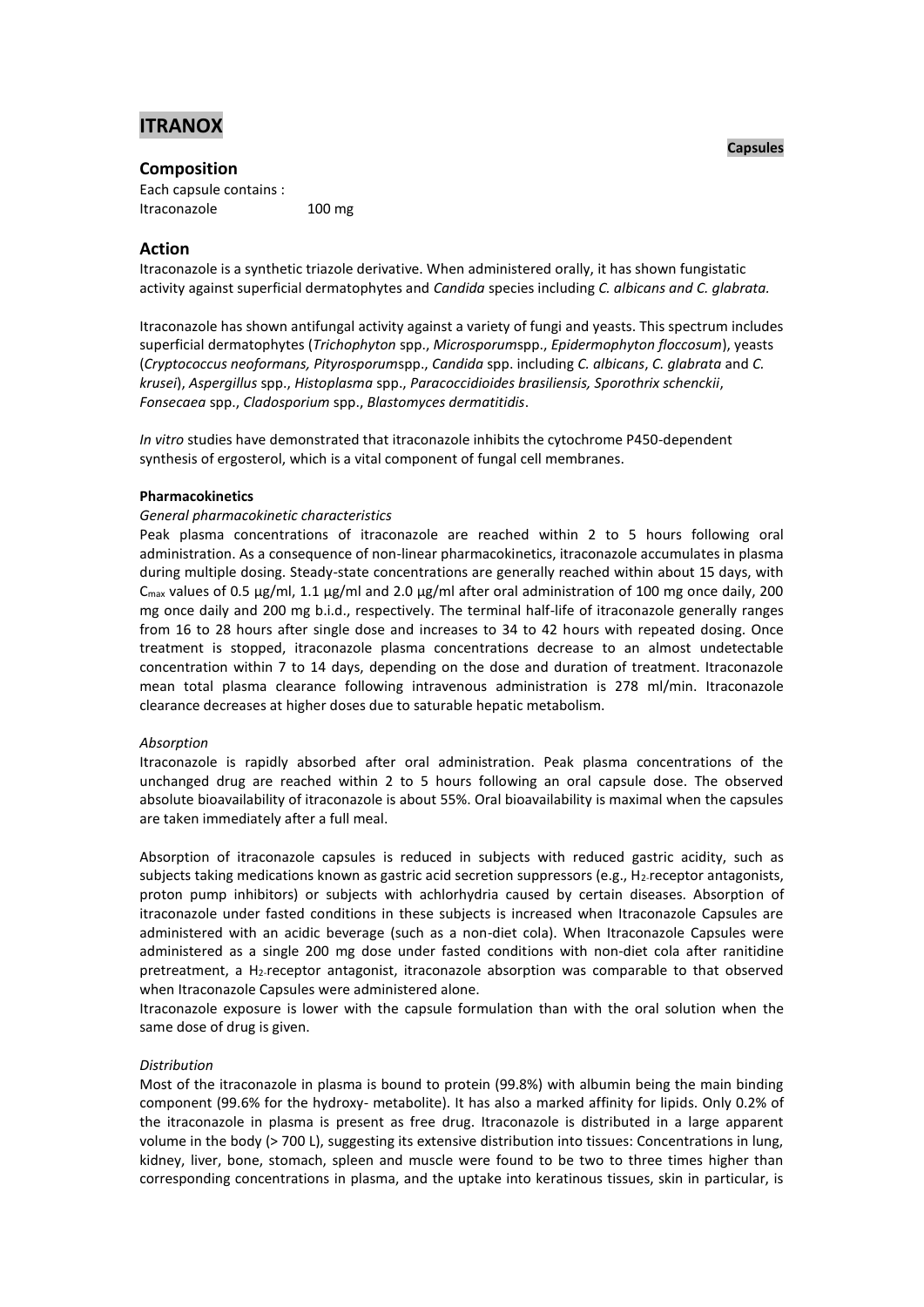# ITRANOX

**Capsules**

## Composition

Each capsule contains :
Itraconazole 100 mg

## Action

Itraconazole is a synthetic triazole derivative. When administered orally, it has shown fungistatic activity against superficial dermatophytes and *Candida* species including *C. albicans and C. glabrata.*

Itraconazole has shown antifungal activity against a variety of fungi and yeasts. This spectrum includes superficial dermatophytes (*Trichophyton* spp., *Microsporum*spp., *Epidermophyton floccosum*), yeasts (*Cryptococcus neoformans, Pityrosporum*spp., *Candida* spp. including *C. albicans*, *C. glabrata* and *C. krusei*), *Aspergillus* spp., *Histoplasma* spp., *Paracoccidioides brasiliensis, Sporothrix schenckii*, *Fonsecaea* spp., *Cladosporium* spp., *Blastomyces dermatitidis*.

*In vitro* studies have demonstrated that itraconazole inhibits the cytochrome P450-dependent synthesis of ergosterol, which is a vital component of fungal cell membranes.

**Pharmacokinetics**

*General pharmacokinetic characteristics*

Peak plasma concentrations of itraconazole are reached within 2 to 5 hours following oral administration. As a consequence of non-linear pharmacokinetics, itraconazole accumulates in plasma during multiple dosing. Steady-state concentrations are generally reached within about 15 days, with $C_{max}$ values of 0.5 µg/ml, 1.1 µg/ml and 2.0 µg/ml after oral administration of 100 mg once daily, 200 mg once daily and 200 mg b.i.d., respectively. The terminal half-life of itraconazole generally ranges from 16 to 28 hours after single dose and increases to 34 to 42 hours with repeated dosing. Once treatment is stopped, itraconazole plasma concentrations decrease to an almost undetectable concentration within 7 to 14 days, depending on the dose and duration of treatment. Itraconazole mean total plasma clearance following intravenous administration is 278 ml/min. Itraconazole clearance decreases at higher doses due to saturable hepatic metabolism.

*Absorption*

Itraconazole is rapidly absorbed after oral administration. Peak plasma concentrations of the unchanged drug are reached within 2 to 5 hours following an oral capsule dose. The observed absolute bioavailability of itraconazole is about 55%. Oral bioavailability is maximal when the capsules are taken immediately after a full meal.

Absorption of itraconazole capsules is reduced in subjects with reduced gastric acidity, such as subjects taking medications known as gastric acid secretion suppressors (e.g., $H_2$-receptor antagonists, proton pump inhibitors) or subjects with achlorhydria caused by certain diseases. Absorption of itraconazole under fasted conditions in these subjects is increased when Itraconazole Capsules are administered with an acidic beverage (such as a non-diet cola). When Itraconazole Capsules were administered as a single 200 mg dose under fasted conditions with non-diet cola after ranitidine pretreatment, a $H_2$-receptor antagonist, itraconazole absorption was comparable to that observed when Itraconazole Capsules were administered alone.

Itraconazole exposure is lower with the capsule formulation than with the oral solution when the same dose of drug is given.

*Distribution*

Most of the itraconazole in plasma is bound to protein (99.8%) with albumin being the main binding component (99.6% for the hydroxy- metabolite). It has also a marked affinity for lipids. Only 0.2% of the itraconazole in plasma is present as free drug. Itraconazole is distributed in a large apparent volume in the body (> 700 L), suggesting its extensive distribution into tissues: Concentrations in lung, kidney, liver, bone, stomach, spleen and muscle were found to be two to three times higher than corresponding concentrations in plasma, and the uptake into keratinous tissues, skin in particular, is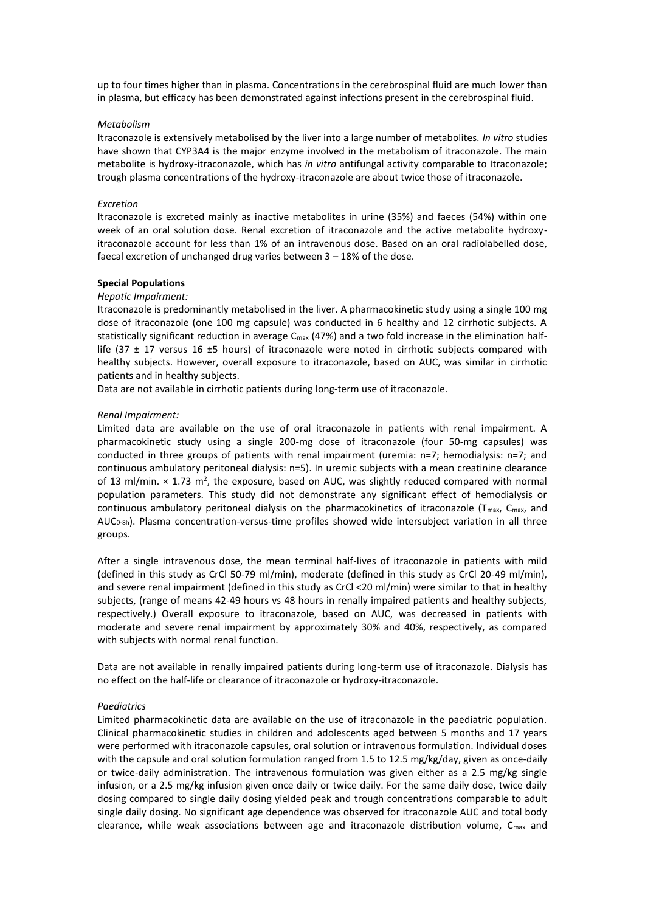up to four times higher than in plasma. Concentrations in the cerebrospinal fluid are much lower than in plasma, but efficacy has been demonstrated against infections present in the cerebrospinal fluid.

*Metabolism*

Itraconazole is extensively metabolised by the liver into a large number of metabolites. *In vitro* studies have shown that CYP3A4 is the major enzyme involved in the metabolism of itraconazole. The main metabolite is hydroxy-itraconazole, which has *in vitro* antifungal activity comparable to Itraconazole; trough plasma concentrations of the hydroxy-itraconazole are about twice those of itraconazole.

*Excretion*

Itraconazole is excreted mainly as inactive metabolites in urine (35%) and faeces (54%) within one week of an oral solution dose. Renal excretion of itraconazole and the active metabolite hydroxy-itraconazole account for less than 1% of an intravenous dose. Based on an oral radiolabelled dose, faecal excretion of unchanged drug varies between 3 – 18% of the dose.

**Special Populations**

*Hepatic Impairment:*

Itraconazole is predominantly metabolised in the liver. A pharmacokinetic study using a single 100 mg dose of itraconazole (one 100 mg capsule) was conducted in 6 healthy and 12 cirrhotic subjects. A statistically significant reduction in average $C_{max}$ (47%) and a two fold increase in the elimination half-life (37 ± 17 versus 16 ±5 hours) of itraconazole were noted in cirrhotic subjects compared with healthy subjects. However, overall exposure to itraconazole, based on AUC, was similar in cirrhotic patients and in healthy subjects.

Data are not available in cirrhotic patients during long-term use of itraconazole.

*Renal Impairment:*

Limited data are available on the use of oral itraconazole in patients with renal impairment. A pharmacokinetic study using a single 200-mg dose of itraconazole (four 50-mg capsules) was conducted in three groups of patients with renal impairment (uremia: n=7; hemodialysis: n=7; and continuous ambulatory peritoneal dialysis: n=5). In uremic subjects with a mean creatinine clearance of 13 ml/min. × 1.73 $m^2$, the exposure, based on AUC, was slightly reduced compared with normal population parameters. This study did not demonstrate any significant effect of hemodialysis or continuous ambulatory peritoneal dialysis on the pharmacokinetics of itraconazole ($T_{max}$, $C_{max}$, and $AUC_{0\text{-}8h}$). Plasma concentration-versus-time profiles showed wide intersubject variation in all three groups.

After a single intravenous dose, the mean terminal half-lives of itraconazole in patients with mild (defined in this study as CrCl 50-79 ml/min), moderate (defined in this study as CrCl 20-49 ml/min), and severe renal impairment (defined in this study as CrCl <20 ml/min) were similar to that in healthy subjects, (range of means 42-49 hours vs 48 hours in renally impaired patients and healthy subjects, respectively.) Overall exposure to itraconazole, based on AUC, was decreased in patients with moderate and severe renal impairment by approximately 30% and 40%, respectively, as compared with subjects with normal renal function.

Data are not available in renally impaired patients during long-term use of itraconazole. Dialysis has no effect on the half-life or clearance of itraconazole or hydroxy-itraconazole.

*Paediatrics*

Limited pharmacokinetic data are available on the use of itraconazole in the paediatric population. Clinical pharmacokinetic studies in children and adolescents aged between 5 months and 17 years were performed with itraconazole capsules, oral solution or intravenous formulation. Individual doses with the capsule and oral solution formulation ranged from 1.5 to 12.5 mg/kg/day, given as once-daily or twice-daily administration. The intravenous formulation was given either as a 2.5 mg/kg single infusion, or a 2.5 mg/kg infusion given once daily or twice daily. For the same daily dose, twice daily dosing compared to single daily dosing yielded peak and trough concentrations comparable to adult single daily dosing. No significant age dependence was observed for itraconazole AUC and total body clearance, while weak associations between age and itraconazole distribution volume, $C_{max}$ and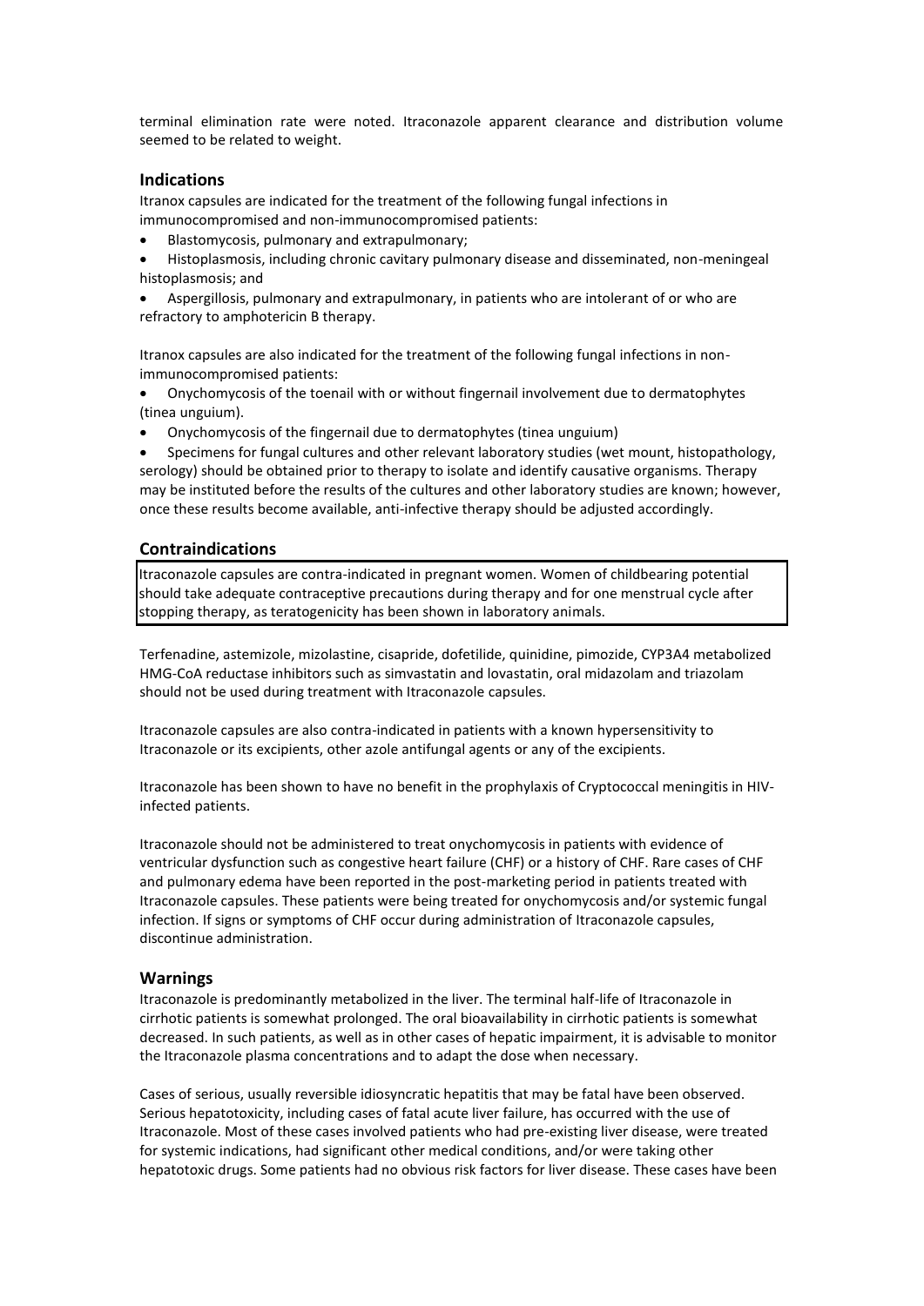terminal elimination rate were noted. Itraconazole apparent clearance and distribution volume seemed to be related to weight.

## Indications

Itranox capsules are indicated for the treatment of the following fungal infections in immunocompromised and non-immunocompromised patients:

- Blastomycosis, pulmonary and extrapulmonary;
- Histoplasmosis, including chronic cavitary pulmonary disease and disseminated, non-meningeal histoplasmosis; and
- Aspergillosis, pulmonary and extrapulmonary, in patients who are intolerant of or who are refractory to amphotericin B therapy.

Itranox capsules are also indicated for the treatment of the following fungal infections in non-immunocompromised patients:

- Onychomycosis of the toenail with or without fingernail involvement due to dermatophytes (tinea unguium).
- Onychomycosis of the fingernail due to dermatophytes (tinea unguium)
- Specimens for fungal cultures and other relevant laboratory studies (wet mount, histopathology, serology) should be obtained prior to therapy to isolate and identify causative organisms. Therapy may be instituted before the results of the cultures and other laboratory studies are known; however, once these results become available, anti-infective therapy should be adjusted accordingly.

## Contraindications

Itraconazole capsules are contra-indicated in pregnant women. Women of childbearing potential should take adequate contraceptive precautions during therapy and for one menstrual cycle after stopping therapy, as teratogenicity has been shown in laboratory animals.

Terfenadine, astemizole, mizolastine, cisapride, dofetilide, quinidine, pimozide, CYP3A4 metabolized HMG-CoA reductase inhibitors such as simvastatin and lovastatin, oral midazolam and triazolam should not be used during treatment with Itraconazole capsules.

Itraconazole capsules are also contra-indicated in patients with a known hypersensitivity to Itraconazole or its excipients, other azole antifungal agents or any of the excipients.

Itraconazole has been shown to have no benefit in the prophylaxis of Cryptococcal meningitis in HIV-infected patients.

Itraconazole should not be administered to treat onychomycosis in patients with evidence of ventricular dysfunction such as congestive heart failure (CHF) or a history of CHF. Rare cases of CHF and pulmonary edema have been reported in the post-marketing period in patients treated with Itraconazole capsules. These patients were being treated for onychomycosis and/or systemic fungal infection. If signs or symptoms of CHF occur during administration of Itraconazole capsules, discontinue administration.

## Warnings

Itraconazole is predominantly metabolized in the liver. The terminal half-life of Itraconazole in cirrhotic patients is somewhat prolonged. The oral bioavailability in cirrhotic patients is somewhat decreased. In such patients, as well as in other cases of hepatic impairment, it is advisable to monitor the Itraconazole plasma concentrations and to adapt the dose when necessary.

Cases of serious, usually reversible idiosyncratic hepatitis that may be fatal have been observed. Serious hepatotoxicity, including cases of fatal acute liver failure, has occurred with the use of Itraconazole. Most of these cases involved patients who had pre-existing liver disease, were treated for systemic indications, had significant other medical conditions, and/or were taking other hepatotoxic drugs. Some patients had no obvious risk factors for liver disease. These cases have been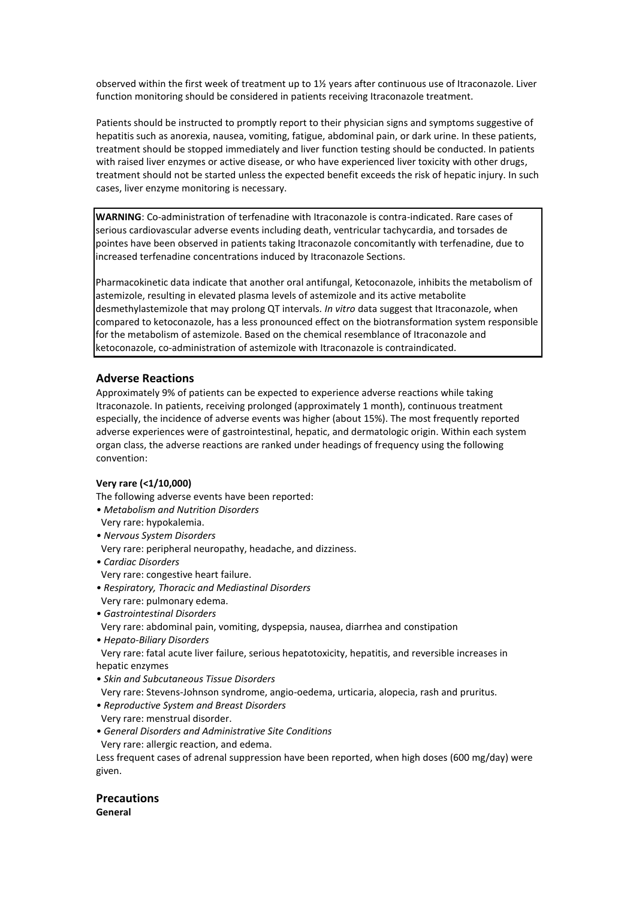observed within the first week of treatment up to 1½ years after continuous use of Itraconazole. Liver function monitoring should be considered in patients receiving Itraconazole treatment.

Patients should be instructed to promptly report to their physician signs and symptoms suggestive of hepatitis such as anorexia, nausea, vomiting, fatigue, abdominal pain, or dark urine. In these patients, treatment should be stopped immediately and liver function testing should be conducted. In patients with raised liver enzymes or active disease, or who have experienced liver toxicity with other drugs, treatment should not be started unless the expected benefit exceeds the risk of hepatic injury. In such cases, liver enzyme monitoring is necessary.

**WARNING**: Co-administration of terfenadine with Itraconazole is contra-indicated. Rare cases of serious cardiovascular adverse events including death, ventricular tachycardia, and torsades de pointes have been observed in patients taking Itraconazole concomitantly with terfenadine, due to increased terfenadine concentrations induced by Itraconazole Sections.

Pharmacokinetic data indicate that another oral antifungal, Ketoconazole, inhibits the metabolism of astemizole, resulting in elevated plasma levels of astemizole and its active metabolite desmethylastemizole that may prolong QT intervals. *In vitro* data suggest that Itraconazole, when compared to ketoconazole, has a less pronounced effect on the biotransformation system responsible for the metabolism of astemizole. Based on the chemical resemblance of Itraconazole and ketoconazole, co-administration of astemizole with Itraconazole is contraindicated.

## Adverse Reactions

Approximately 9% of patients can be expected to experience adverse reactions while taking Itraconazole. In patients, receiving prolonged (approximately 1 month), continuous treatment especially, the incidence of adverse events was higher (about 15%). The most frequently reported adverse experiences were of gastrointestinal, hepatic, and dermatologic origin. Within each system organ class, the adverse reactions are ranked under headings of frequency using the following convention:

**Very rare (<1/10,000)**

The following adverse events have been reported:

- *Metabolism and Nutrition Disorders*
  Very rare: hypokalemia.
- *Nervous System Disorders*
  Very rare: peripheral neuropathy, headache, and dizziness.
- *Cardiac Disorders*
  Very rare: congestive heart failure.
- *Respiratory, Thoracic and Mediastinal Disorders*
  Very rare: pulmonary edema.
- *Gastrointestinal Disorders*
  Very rare: abdominal pain, vomiting, dyspepsia, nausea, diarrhea and constipation
- *Hepato-Biliary Disorders*
  Very rare: fatal acute liver failure, serious hepatotoxicity, hepatitis, and reversible increases in hepatic enzymes
- *Skin and Subcutaneous Tissue Disorders*
  Very rare: Stevens-Johnson syndrome, angio-oedema, urticaria, alopecia, rash and pruritus.
- *Reproductive System and Breast Disorders*
  Very rare: menstrual disorder.
- *General Disorders and Administrative Site Conditions*
  Very rare: allergic reaction, and edema.

Less frequent cases of adrenal suppression have been reported, when high doses (600 mg/day) were given.

## Precautions

**General**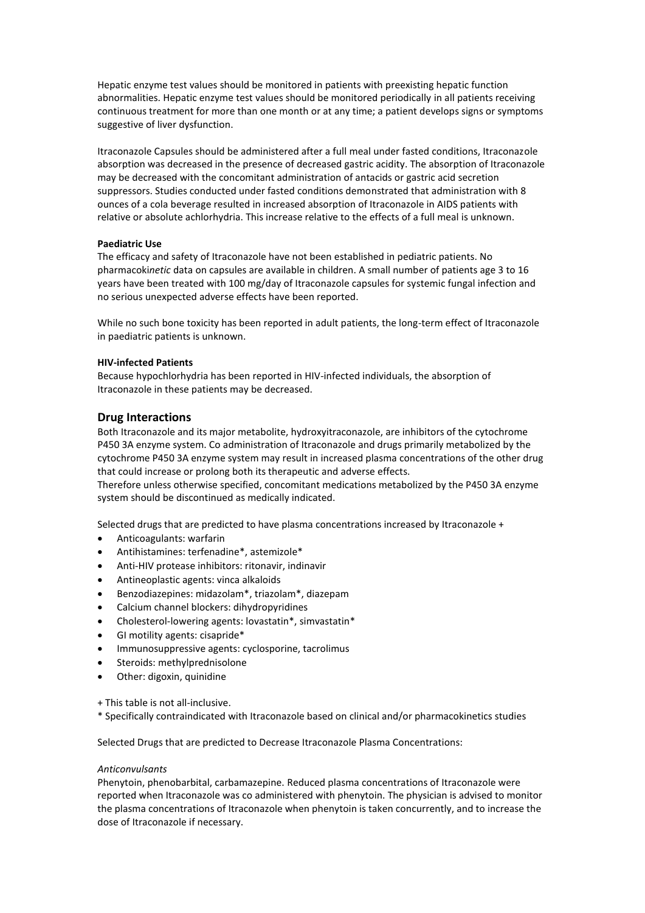Hepatic enzyme test values should be monitored in patients with preexisting hepatic function abnormalities. Hepatic enzyme test values should be monitored periodically in all patients receiving continuous treatment for more than one month or at any time; a patient develops signs or symptoms suggestive of liver dysfunction.

Itraconazole Capsules should be administered after a full meal under fasted conditions, Itraconazole absorption was decreased in the presence of decreased gastric acidity. The absorption of Itraconazole may be decreased with the concomitant administration of antacids or gastric acid secretion suppressors. Studies conducted under fasted conditions demonstrated that administration with 8 ounces of a cola beverage resulted in increased absorption of Itraconazole in AIDS patients with relative or absolute achlorhydria. This increase relative to the effects of a full meal is unknown.

**Paediatric Use**

The efficacy and safety of Itraconazole have not been established in pediatric patients. No pharmacok*inetic* data on capsules are available in children. A small number of patients age 3 to 16 years have been treated with 100 mg/day of Itraconazole capsules for systemic fungal infection and no serious unexpected adverse effects have been reported.

While no such bone toxicity has been reported in adult patients, the long-term effect of Itraconazole in paediatric patients is unknown.

**HIV-infected Patients**

Because hypochlorhydria has been reported in HIV-infected individuals, the absorption of Itraconazole in these patients may be decreased.

## Drug Interactions

Both Itraconazole and its major metabolite, hydroxyitraconazole, are inhibitors of the cytochrome P450 3A enzyme system. Co administration of Itraconazole and drugs primarily metabolized by the cytochrome P450 3A enzyme system may result in increased plasma concentrations of the other drug that could increase or prolong both its therapeutic and adverse effects.
Therefore unless otherwise specified, concomitant medications metabolized by the P450 3A enzyme system should be discontinued as medically indicated.

Selected drugs that are predicted to have plasma concentrations increased by Itraconazole +

- Anticoagulants: warfarin
- Antihistamines: terfenadine*, astemizole*
- Anti-HIV protease inhibitors: ritonavir, indinavir
- Antineoplastic agents: vinca alkaloids
- Benzodiazepines: midazolam*, triazolam*, diazepam
- Calcium channel blockers: dihydropyridines
- Cholesterol-lowering agents: lovastatin*, simvastatin*
- GI motility agents: cisapride*
- Immunosuppressive agents: cyclosporine, tacrolimus
- Steroids: methylprednisolone
- Other: digoxin, quinidine

+ This table is not all-inclusive.

* Specifically contraindicated with Itraconazole based on clinical and/or pharmacokinetics studies

Selected Drugs that are predicted to Decrease Itraconazole Plasma Concentrations:

*Anticonvulsants*

Phenytoin, phenobarbital, carbamazepine. Reduced plasma concentrations of Itraconazole were reported when Itraconazole was co administered with phenytoin. The physician is advised to monitor the plasma concentrations of Itraconazole when phenytoin is taken concurrently, and to increase the dose of Itraconazole if necessary.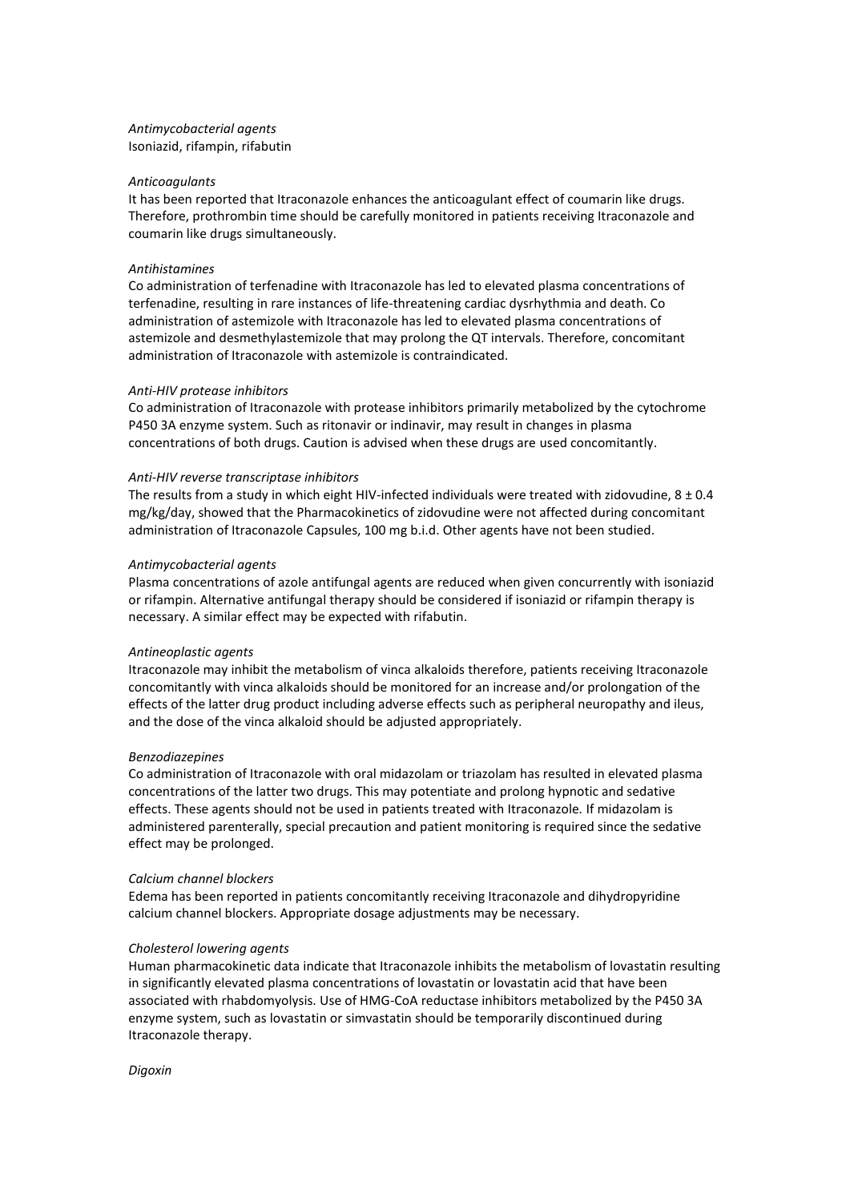*Antimycobacterial agents*
Isoniazid, rifampin, rifabutin

*Anticoagulants*
It has been reported that Itraconazole enhances the anticoagulant effect of coumarin like drugs. Therefore, prothrombin time should be carefully monitored in patients receiving Itraconazole and coumarin like drugs simultaneously.

*Antihistamines*
Co administration of terfenadine with Itraconazole has led to elevated plasma concentrations of terfenadine, resulting in rare instances of life-threatening cardiac dysrhythmia and death. Co administration of astemizole with Itraconazole has led to elevated plasma concentrations of astemizole and desmethylastemizole that may prolong the QT intervals. Therefore, concomitant administration of Itraconazole with astemizole is contraindicated.

*Anti-HIV protease inhibitors*
Co administration of Itraconazole with protease inhibitors primarily metabolized by the cytochrome P450 3A enzyme system. Such as ritonavir or indinavir, may result in changes in plasma concentrations of both drugs. Caution is advised when these drugs are used concomitantly.

*Anti-HIV reverse transcriptase inhibitors*
The results from a study in which eight HIV-infected individuals were treated with zidovudine, 8 ± 0.4 mg/kg/day, showed that the Pharmacokinetics of zidovudine were not affected during concomitant administration of Itraconazole Capsules, 100 mg b.i.d. Other agents have not been studied.

*Antimycobacterial agents*
Plasma concentrations of azole antifungal agents are reduced when given concurrently with isoniazid or rifampin. Alternative antifungal therapy should be considered if isoniazid or rifampin therapy is necessary. A similar effect may be expected with rifabutin.

*Antineoplastic agents*
Itraconazole may inhibit the metabolism of vinca alkaloids therefore, patients receiving Itraconazole concomitantly with vinca alkaloids should be monitored for an increase and/or prolongation of the effects of the latter drug product including adverse effects such as peripheral neuropathy and ileus, and the dose of the vinca alkaloid should be adjusted appropriately.

*Benzodiazepines*
Co administration of Itraconazole with oral midazolam or triazolam has resulted in elevated plasma concentrations of the latter two drugs. This may potentiate and prolong hypnotic and sedative effects. These agents should not be used in patients treated with Itraconazole. If midazolam is administered parenterally, special precaution and patient monitoring is required since the sedative effect may be prolonged.

*Calcium channel blockers*
Edema has been reported in patients concomitantly receiving Itraconazole and dihydropyridine calcium channel blockers. Appropriate dosage adjustments may be necessary.

*Cholesterol lowering agents*
Human pharmacokinetic data indicate that Itraconazole inhibits the metabolism of lovastatin resulting in significantly elevated plasma concentrations of lovastatin or lovastatin acid that have been associated with rhabdomyolysis. Use of HMG-CoA reductase inhibitors metabolized by the P450 3A enzyme system, such as lovastatin or simvastatin should be temporarily discontinued during Itraconazole therapy.

*Digoxin*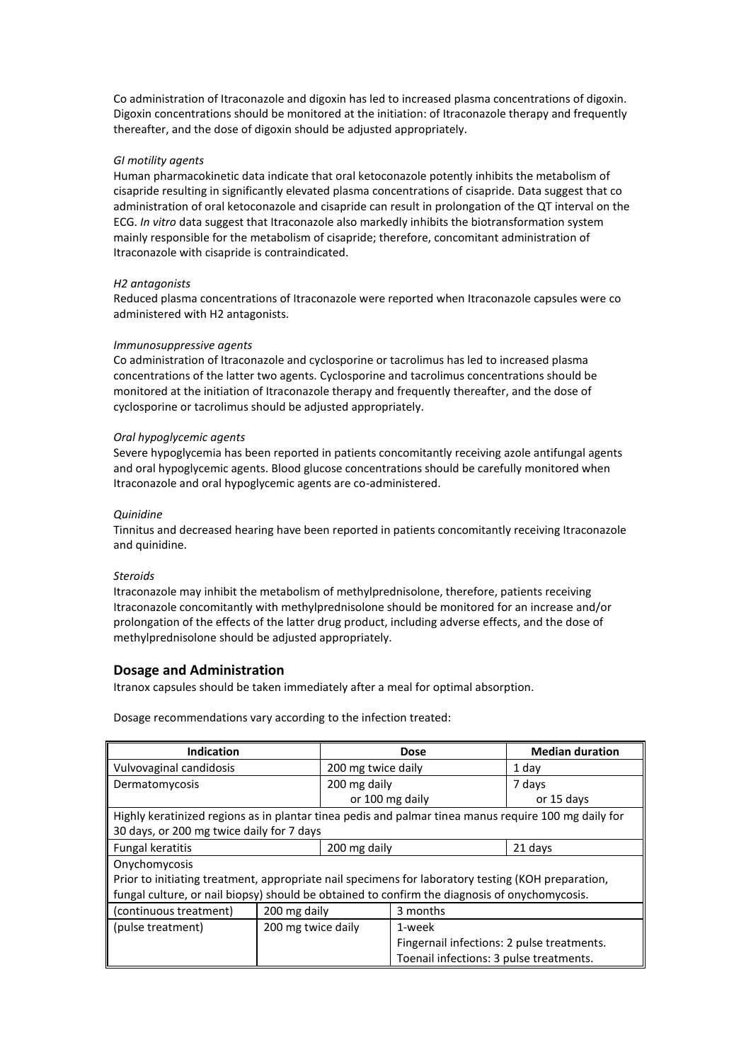Co administration of Itraconazole and digoxin has led to increased plasma concentrations of digoxin. Digoxin concentrations should be monitored at the initiation: of Itraconazole therapy and frequently thereafter, and the dose of digoxin should be adjusted appropriately.

*GI motility agents*

Human pharmacokinetic data indicate that oral ketoconazole potently inhibits the metabolism of cisapride resulting in significantly elevated plasma concentrations of cisapride. Data suggest that co administration of oral ketoconazole and cisapride can result in prolongation of the QT interval on the ECG. *In vitro* data suggest that Itraconazole also markedly inhibits the biotransformation system mainly responsible for the metabolism of cisapride; therefore, concomitant administration of Itraconazole with cisapride is contraindicated.

*H2 antagonists*

Reduced plasma concentrations of Itraconazole were reported when Itraconazole capsules were co administered with H2 antagonists.

*Immunosuppressive agents*

Co administration of Itraconazole and cyclosporine or tacrolimus has led to increased plasma concentrations of the latter two agents. Cyclosporine and tacrolimus concentrations should be monitored at the initiation of Itraconazole therapy and frequently thereafter, and the dose of cyclosporine or tacrolimus should be adjusted appropriately.

*Oral hypoglycemic agents*

Severe hypoglycemia has been reported in patients concomitantly receiving azole antifungal agents and oral hypoglycemic agents. Blood glucose concentrations should be carefully monitored when Itraconazole and oral hypoglycemic agents are co-administered.

*Quinidine*

Tinnitus and decreased hearing have been reported in patients concomitantly receiving Itraconazole and quinidine.

*Steroids*

Itraconazole may inhibit the metabolism of methylprednisolone, therefore, patients receiving Itraconazole concomitantly with methylprednisolone should be monitored for an increase and/or prolongation of the effects of the latter drug product, including adverse effects, and the dose of methylprednisolone should be adjusted appropriately.

## Dosage and Administration

Itranox capsules should be taken immediately after a meal for optimal absorption.

Dosage recommendations vary according to the infection treated:

| Indication | Dose | Median duration |
|---|---|---|
| Vulvovaginal candidosis | 200 mg twice daily | 1 day |
| Dermatomycosis | 200 mg daily<br>or 100 mg daily | 7 days<br>or 15 days |
| Highly keratinized regions as in plantar tinea pedis and palmar tinea manus require 100 mg daily for 30 days, or 200 mg twice daily for 7 days | | |
| Fungal keratitis | 200 mg daily | 21 days |
| Onychomycosis<br>Prior to initiating treatment, appropriate nail specimens for laboratory testing (KOH preparation, fungal culture, or nail biopsy) should be obtained to confirm the diagnosis of onychomycosis. | | |
| (continuous treatment) | 200 mg daily | 3 months |
| (pulse treatment) | 200 mg twice daily | 1-week<br>Fingernail infections: 2 pulse treatments.<br>Toenail infections: 3 pulse treatments. |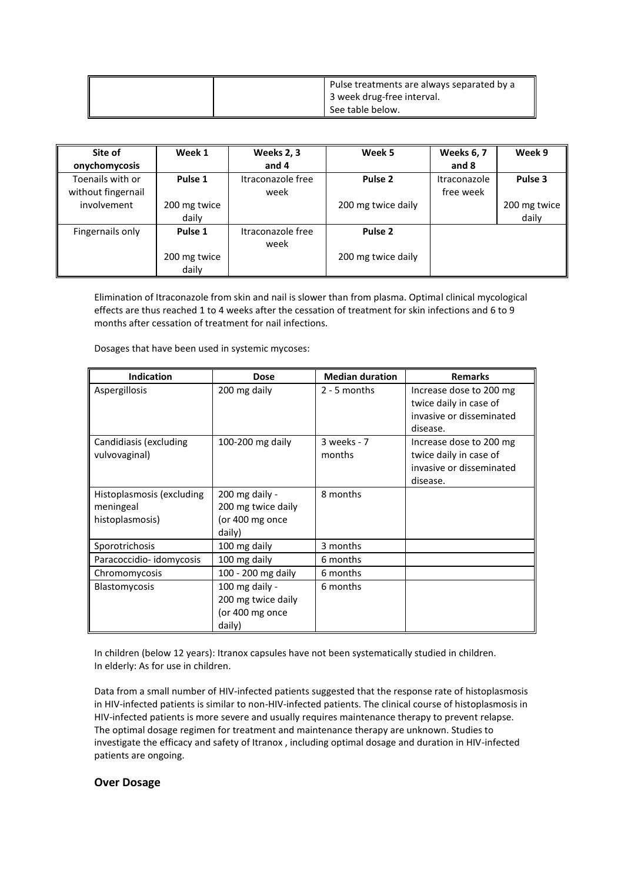| | | Pulse treatments are always separated by a 3 week drug-free interval. See table below. |
|---|---|---|

| Site of onychomycosis | Week 1 | Weeks 2, 3 and 4 | Week 5 | Weeks 6, 7 and 8 | Week 9 |
|---|---|---|---|---|---|
| Toenails with or without fingernail involvement | **Pulse 1** 200 mg twice daily | Itraconazole free week | **Pulse 2** 200 mg twice daily | Itraconazole free week | **Pulse 3** 200 mg twice daily |
| Fingernails only | **Pulse 1** 200 mg twice daily | Itraconazole free week | **Pulse 2** 200 mg twice daily | | |

Elimination of Itraconazole from skin and nail is slower than from plasma. Optimal clinical mycological effects are thus reached 1 to 4 weeks after the cessation of treatment for skin infections and 6 to 9 months after cessation of treatment for nail infections.

Dosages that have been used in systemic mycoses:

| Indication | Dose | Median duration | Remarks |
|---|---|---|---|
| Aspergillosis | 200 mg daily | 2 - 5 months | Increase dose to 200 mg twice daily in case of invasive or disseminated disease. |
| Candidiasis (excluding vulvovaginal) | 100-200 mg daily | 3 weeks - 7 months | Increase dose to 200 mg twice daily in case of invasive or disseminated disease. |
| Histoplasmosis (excluding meningeal histoplasmosis) | 200 mg daily - 200 mg twice daily (or 400 mg once daily) | 8 months | |
| Sporotrichosis | 100 mg daily | 3 months | |
| Paracoccidio- idomycosis | 100 mg daily | 6 months | |
| Chromomycosis | 100 - 200 mg daily | 6 months | |
| Blastomycosis | 100 mg daily - 200 mg twice daily (or 400 mg once daily) | 6 months | |

In children (below 12 years): Itranox capsules have not been systematically studied in children.
In elderly: As for use in children.

Data from a small number of HIV-infected patients suggested that the response rate of histoplasmosis in HIV-infected patients is similar to non-HIV-infected patients. The clinical course of histoplasmosis in HIV-infected patients is more severe and usually requires maintenance therapy to prevent relapse. The optimal dosage regimen for treatment and maintenance therapy are unknown. Studies to investigate the efficacy and safety of Itranox , including optimal dosage and duration in HIV-infected patients are ongoing.

## Over Dosage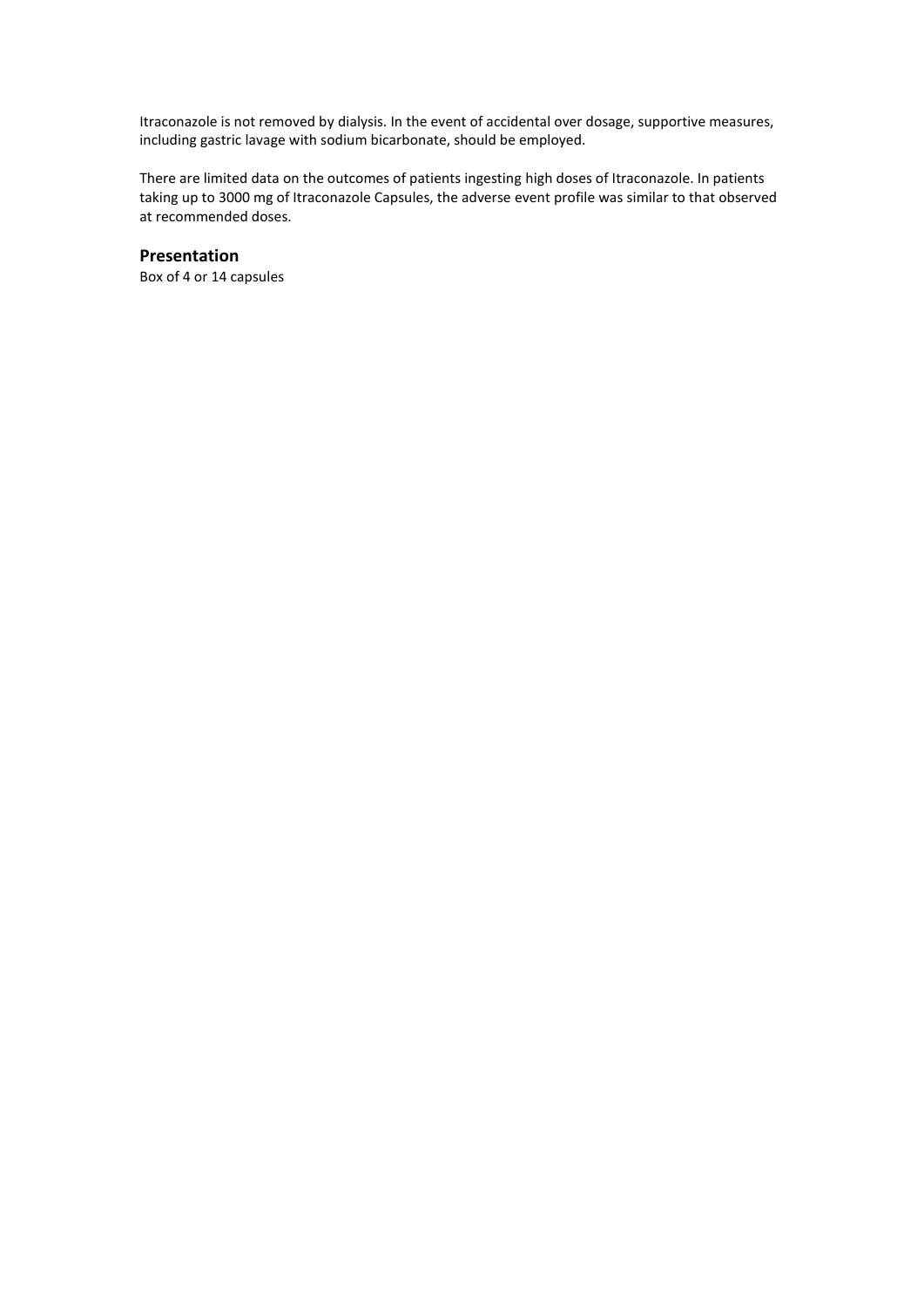Itraconazole is not removed by dialysis. In the event of accidental over dosage, supportive measures, including gastric lavage with sodium bicarbonate, should be employed.

There are limited data on the outcomes of patients ingesting high doses of Itraconazole. In patients taking up to 3000 mg of Itraconazole Capsules, the adverse event profile was similar to that observed at recommended doses.

## Presentation

Box of 4 or 14 capsules